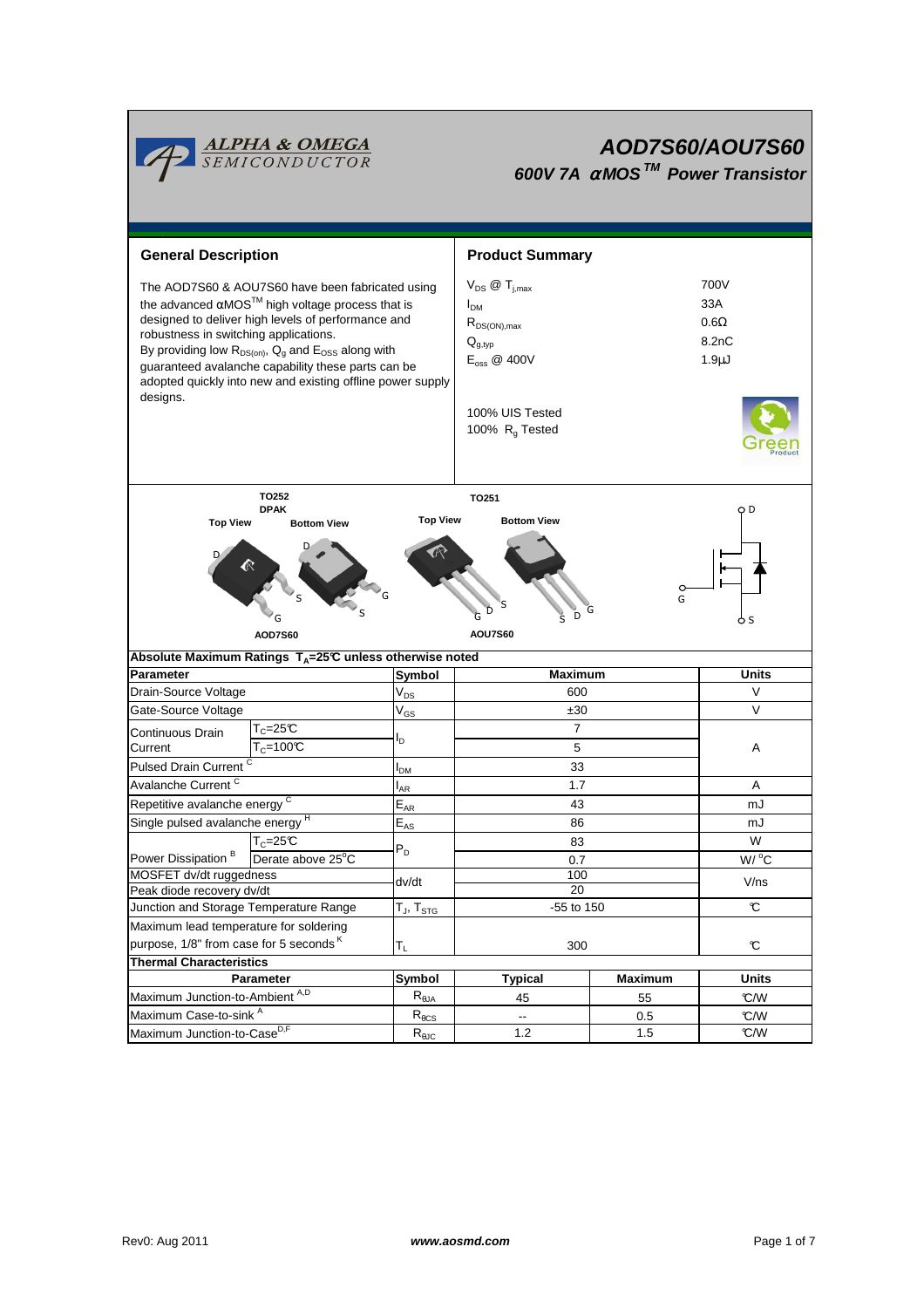# AOD7S60/AOU7S60

## 600V 7A αMOS™ Power Transistor

### General Description

The AOD7S60 & AOU7S60 have been fabricated using the advanced αMOS™ high voltage process that is designed to deliver high levels of performance and robustness in switching applications.
By providing low $R_{DS(on)}$, $Q_g$ and $E_{OSS}$ along with guaranteed avalanche capability these parts can be adopted quickly into new and existing offline power supply designs.

### Product Summary

| | |
|---|---|
| $V_{DS}$ @ $T_{j,max}$ | 700V |
| $I_{DM}$ | 33A |
| $R_{DS(ON),max}$ | 0.6Ω |
| $Q_{g,typ}$ | 8.2nC |
| $E_{oss}$ @ 400V | 1.9μJ |

100% UIS Tested
100% $R_g$ Tested

TO252 DPAK — Top View / Bottom View — AOD7S60

TO251 — Top View / Bottom View — AOU7S60

### Absolute Maximum Ratings $T_A$=25°C unless otherwise noted

| Parameter | | Symbol | Maximum | Units |
|---|---|---|---|---|
| Drain-Source Voltage | | $V_{DS}$ | 600 | V |
| Gate-Source Voltage | | $V_{GS}$ | ±30 | V |
| Continuous Drain Current | $T_C$=25°C | $I_D$ | 7 | A |
| | $T_C$=100°C | | 5 | |
| Pulsed Drain Current [C] | | $I_{DM}$ | 33 | |
| Avalanche Current [C] | | $I_{AR}$ | 1.7 | A |
| Repetitive avalanche energy [C] | | $E_{AR}$ | 43 | mJ |
| Single pulsed avalanche energy [H] | | $E_{AS}$ | 86 | mJ |
| Power Dissipation [B] | $T_C$=25°C | $P_D$ | 83 | W |
| | Derate above 25°C | | 0.7 | W/°C |
| MOSFET dv/dt ruggedness | | dv/dt | 100 | V/ns |
| Peak diode recovery dv/dt | | | 20 | |
| Junction and Storage Temperature Range | | $T_J$, $T_{STG}$ | -55 to 150 | °C |
| Maximum lead temperature for soldering purpose, 1/8" from case for 5 seconds [K] | | $T_L$ | 300 | °C |

### Thermal Characteristics

| Parameter | Symbol | Typical | Maximum | Units |
|---|---|---|---|---|
| Maximum Junction-to-Ambient [A,D] | $R_{\theta JA}$ | 45 | 55 | °C/W |
| Maximum Case-to-sink [A] | $R_{\theta CS}$ | -- | 0.5 | °C/W |
| Maximum Junction-to-Case [D,F] | $R_{\theta JC}$ | 1.2 | 1.5 | °C/W |

Rev0: Aug 2011 www.aosmd.com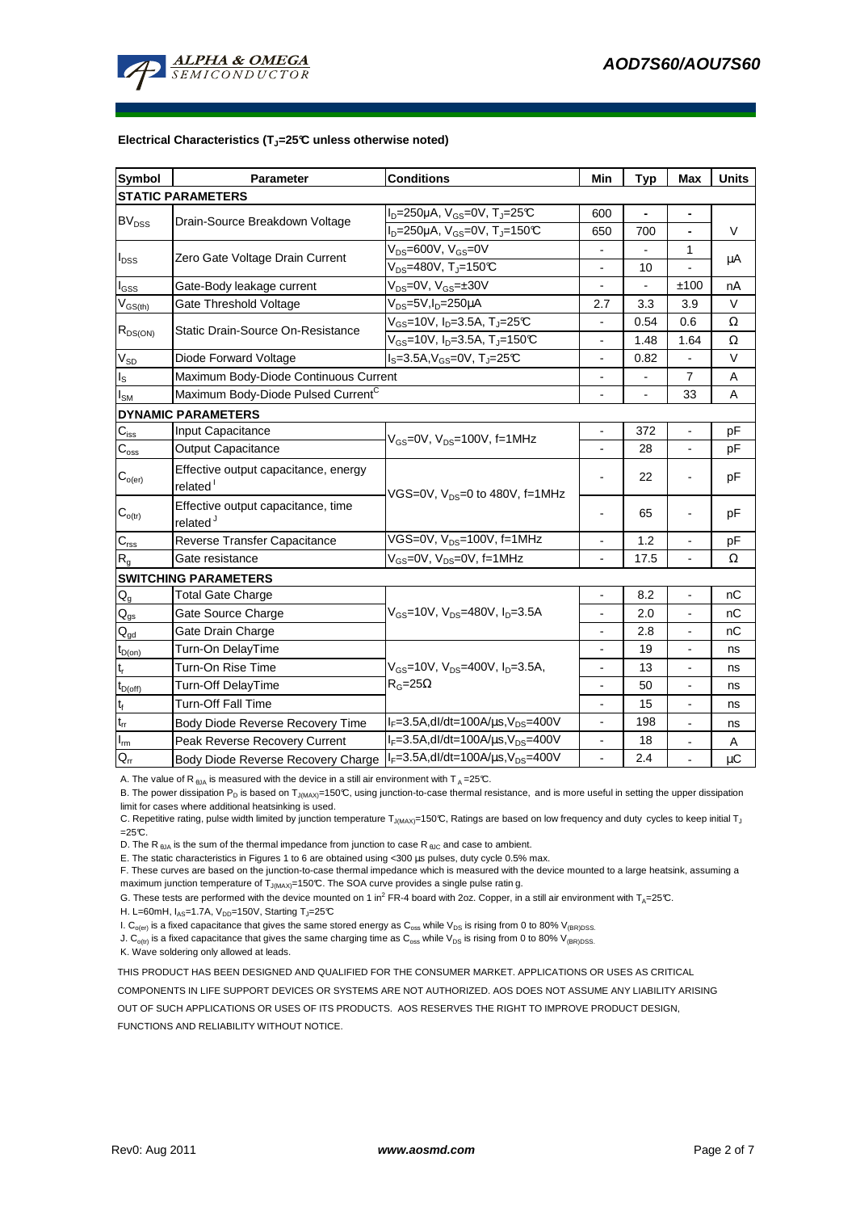**Electrical Characteristics ($T_J$=25°C unless otherwise noted)**

| Symbol | Parameter | Conditions | Min | Typ | Max | Units |
|---|---|---|---|---|---|---|
| **STATIC PARAMETERS** | | | | | | |
| $BV_{DSS}$ | Drain-Source Breakdown Voltage | $I_D$=250µA, $V_{GS}$=0V, $T_J$=25°C | 600 | - | - | V |
| | | $I_D$=250µA, $V_{GS}$=0V, $T_J$=150°C | 650 | 700 | - | |
| $I_{DSS}$ | Zero Gate Voltage Drain Current | $V_{DS}$=600V, $V_{GS}$=0V | - | - | 1 | µA |
| | | $V_{DS}$=480V, $T_J$=150°C | - | 10 | - | |
| $I_{GSS}$ | Gate-Body leakage current | $V_{DS}$=0V, $V_{GS}$=±30V | - | - | ±100 | nA |
| $V_{GS(th)}$ | Gate Threshold Voltage | $V_{DS}$=5V, $I_D$=250µA | 2.7 | 3.3 | 3.9 | V |
| $R_{DS(ON)}$ | Static Drain-Source On-Resistance | $V_{GS}$=10V, $I_D$=3.5A, $T_J$=25°C | - | 0.54 | 0.6 | Ω |
| | | $V_{GS}$=10V, $I_D$=3.5A, $T_J$=150°C | - | 1.48 | 1.64 | Ω |
| $V_{SD}$ | Diode Forward Voltage | $I_S$=3.5A, $V_{GS}$=0V, $T_J$=25°C | - | 0.82 | - | V |
| $I_S$ | Maximum Body-Diode Continuous Current | | - | - | 7 | A |
| $I_{SM}$ | Maximum Body-Diode Pulsed Current[C] | | - | - | 33 | A |
| **DYNAMIC PARAMETERS** | | | | | | |
| $C_{iss}$ | Input Capacitance | $V_{GS}$=0V, $V_{DS}$=100V, f=1MHz | - | 372 | - | pF |
| $C_{oss}$ | Output Capacitance | | - | 28 | - | pF |
| $C_{o(er)}$ | Effective output capacitance, energy related[I] | VGS=0V, $V_{DS}$=0 to 480V, f=1MHz | - | 22 | - | pF |
| $C_{o(tr)}$ | Effective output capacitance, time related[J] | | - | 65 | - | pF |
| $C_{rss}$ | Reverse Transfer Capacitance | VGS=0V, $V_{DS}$=100V, f=1MHz | - | 1.2 | - | pF |
| $R_g$ | Gate resistance | $V_{GS}$=0V, $V_{DS}$=0V, f=1MHz | - | 17.5 | - | Ω |
| **SWITCHING PARAMETERS** | | | | | | |
| $Q_g$ | Total Gate Charge | $V_{GS}$=10V, $V_{DS}$=480V, $I_D$=3.5A | - | 8.2 | - | nC |
| $Q_{gs}$ | Gate Source Charge | | - | 2.0 | - | nC |
| $Q_{gd}$ | Gate Drain Charge | | - | 2.8 | - | nC |
| $t_{D(on)}$ | Turn-On DelayTime | $V_{GS}$=10V, $V_{DS}$=400V, $I_D$=3.5A, $R_G$=25Ω | - | 19 | - | ns |
| $t_r$ | Turn-On Rise Time | | - | 13 | - | ns |
| $t_{D(off)}$ | Turn-Off DelayTime | | - | 50 | - | ns |
| $t_f$ | Turn-Off Fall Time | | - | 15 | - | ns |
| $t_{rr}$ | Body Diode Reverse Recovery Time | $I_F$=3.5A, dI/dt=100A/µs, $V_{DS}$=400V | - | 198 | - | ns |
| $I_{rm}$ | Peak Reverse Recovery Current | $I_F$=3.5A, dI/dt=100A/µs, $V_{DS}$=400V | - | 18 | - | A |
| $Q_{rr}$ | Body Diode Reverse Recovery Charge | $I_F$=3.5A, dI/dt=100A/µs, $V_{DS}$=400V | - | 2.4 | - | µC |

A. The value of $R_{\theta JA}$ is measured with the device in a still air environment with $T_A$ =25°C.

B. The power dissipation $P_D$ is based on $T_{J(MAX)}$=150°C, using junction-to-case thermal resistance, and is more useful in setting the upper dissipation limit for cases where additional heatsinking is used.

C. Repetitive rating, pulse width limited by junction temperature $T_{J(MAX)}$=150°C, Ratings are based on low frequency and duty cycles to keep initial $T_J$ =25°C.

D. The $R_{\theta JA}$ is the sum of the thermal impedance from junction to case $R_{\theta JC}$ and case to ambient.

E. The static characteristics in Figures 1 to 6 are obtained using <300 µs pulses, duty cycle 0.5% max.

F. These curves are based on the junction-to-case thermal impedance which is measured with the device mounted to a large heatsink, assuming a maximum junction temperature of $T_{J(MAX)}$=150°C. The SOA curve provides a single pulse rating.

G. These tests are performed with the device mounted on 1 in$^2$ FR-4 board with 2oz. Copper, in a still air environment with $T_A$=25°C.

H. L=60mH, $I_{AS}$=1.7A, $V_{DD}$=150V, Starting $T_J$=25°C

I. $C_{o(er)}$ is a fixed capacitance that gives the same stored energy as $C_{oss}$ while $V_{DS}$ is rising from 0 to 80% $V_{(BR)DSS}$.

J. $C_{o(tr)}$ is a fixed capacitance that gives the same charging time as $C_{oss}$ while $V_{DS}$ is rising from 0 to 80% $V_{(BR)DSS}$.

K. Wave soldering only allowed at leads.

THIS PRODUCT HAS BEEN DESIGNED AND QUALIFIED FOR THE CONSUMER MARKET. APPLICATIONS OR USES AS CRITICAL COMPONENTS IN LIFE SUPPORT DEVICES OR SYSTEMS ARE NOT AUTHORIZED. AOS DOES NOT ASSUME ANY LIABILITY ARISING OUT OF SUCH APPLICATIONS OR USES OF ITS PRODUCTS. AOS RESERVES THE RIGHT TO IMPROVE PRODUCT DESIGN, FUNCTIONS AND RELIABILITY WITHOUT NOTICE.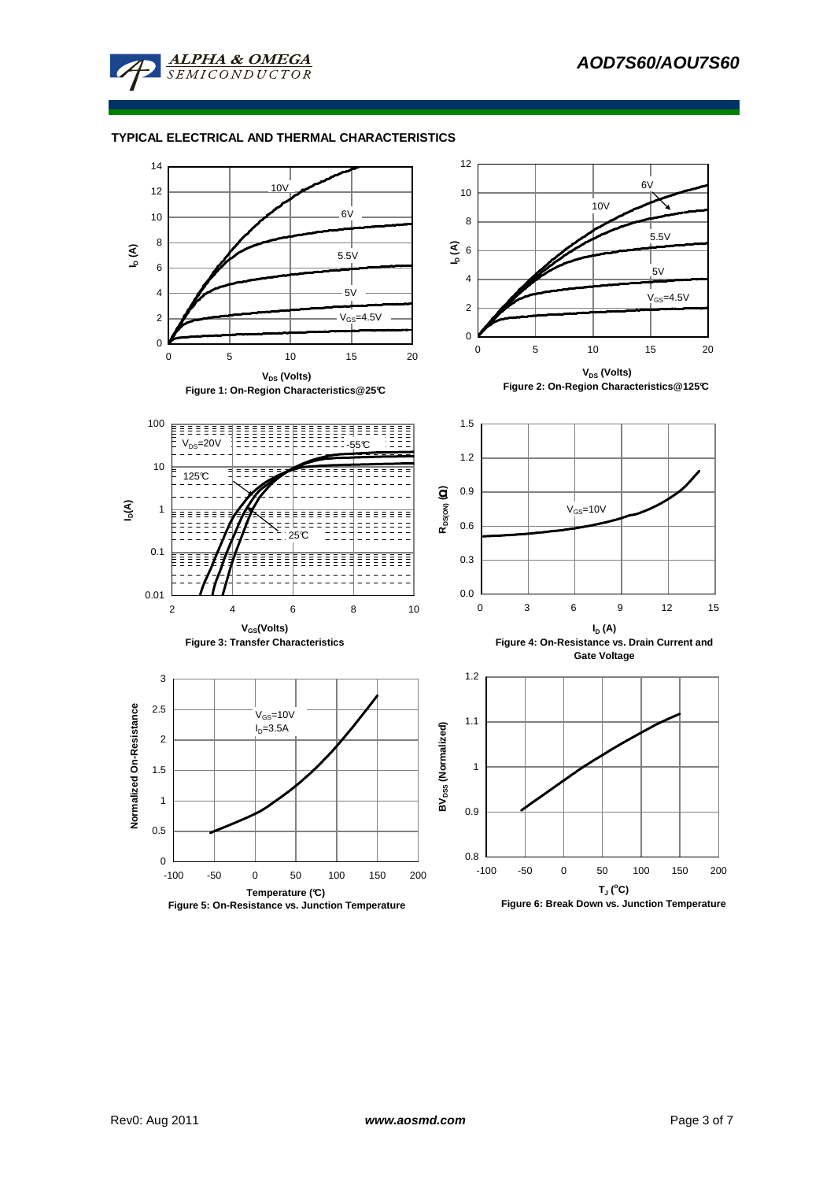## TYPICAL ELECTRICAL AND THERMAL CHARACTERISTICS

Figure 1: On-Region Characteristics@25°C

Figure 2: On-Region Characteristics@125°C

Figure 3: Transfer Characteristics

Figure 4: On-Resistance vs. Drain Current and Gate Voltage

Figure 5: On-Resistance vs. Junction Temperature

Figure 6: Break Down vs. Junction Temperature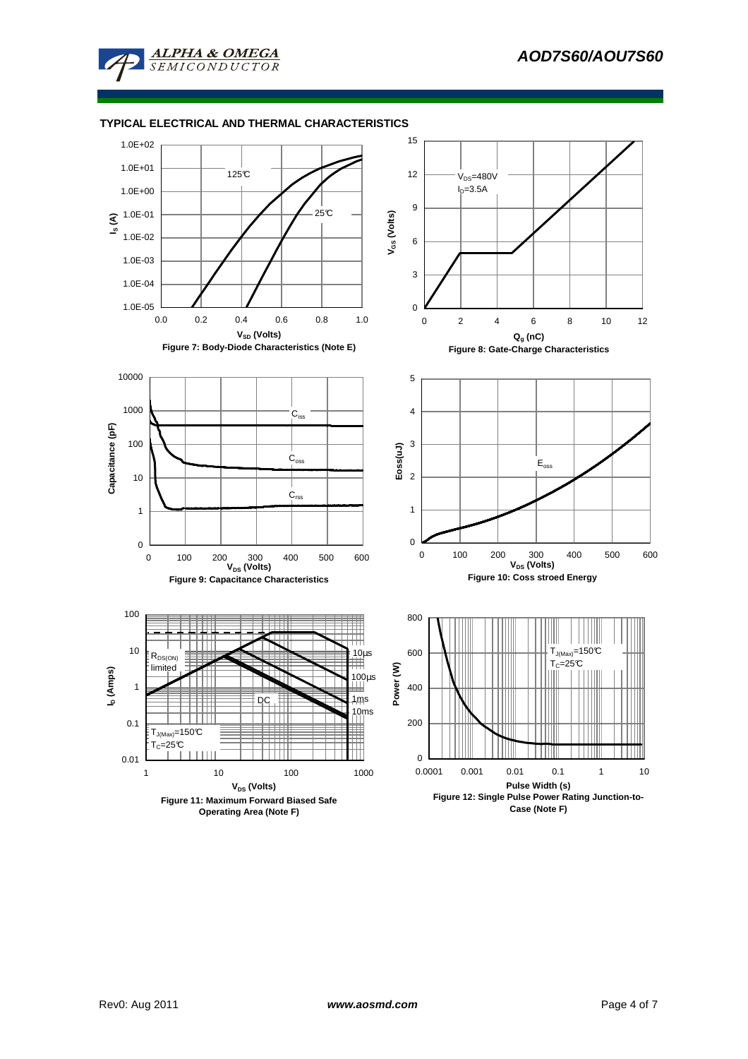## TYPICAL ELECTRICAL AND THERMAL CHARACTERISTICS

125℃

25℃

$I_S$ (A)

$V_{SD}$ (Volts)

Figure 7: Body-Diode Characteristics (Note E)

$V_{DS}$=480V

$I_D$=3.5A

$V_{GS}$ (Volts)

$Q_g$ (nC)

Figure 8: Gate-Charge Characteristics

$C_{iss}$

$C_{oss}$

$C_{rss}$

Capacitance (pF)

$V_{DS}$ (Volts)

Figure 9: Capacitance Characteristics

$E_{oss}$

Eoss(uJ)

$V_{DS}$ (Volts)

Figure 10: Coss stroed Energy

$R_{DS(ON)}$ limited

10µs

100µs

DC

1ms

10ms

$T_{J(Max)}$=150℃

$T_C$=25℃

$I_D$ (Amps)

$V_{DS}$ (Volts)

Figure 11: Maximum Forward Biased Safe Operating Area (Note F)

$T_{J(Max)}$=150℃

$T_C$=25℃

Power (W)

Pulse Width (s)

Figure 12: Single Pulse Power Rating Junction-to-Case (Note F)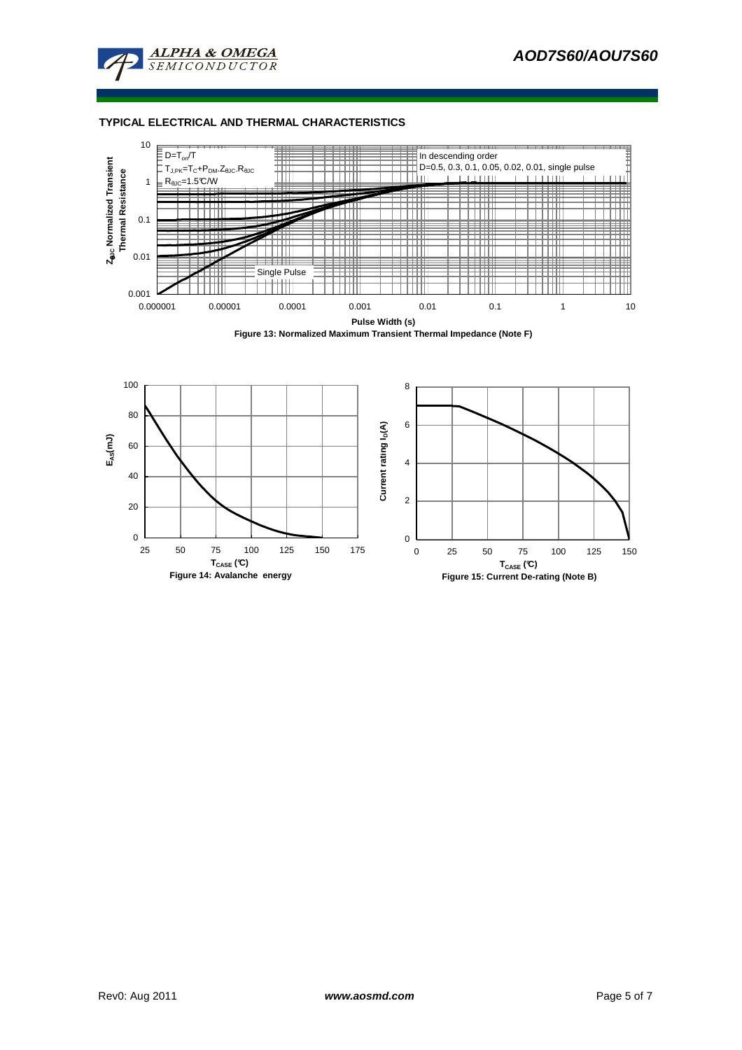## TYPICAL ELECTRICAL AND THERMAL CHARACTERISTICS

$D=T_{on}/T$

$T_{J,PK}=T_C+P_{DM}.Z_{\theta JC}.R_{\theta JC}$

$R_{\theta JC}=1.5°C/W$

In descending order

D=0.5, 0.3, 0.1, 0.05, 0.02, 0.01, single pulse

Single Pulse

$Z_{\theta JC}$ Normalized Transient Thermal Resistance

Pulse Width (s)

Figure 13: Normalized Maximum Transient Thermal Impedance (Note F)

$E_{AS}$(mJ)

$T_{CASE}$ (°C)

Figure 14: Avalanche energy

Current rating $I_D$(A)

$T_{CASE}$ (°C)

Figure 15: Current De-rating (Note B)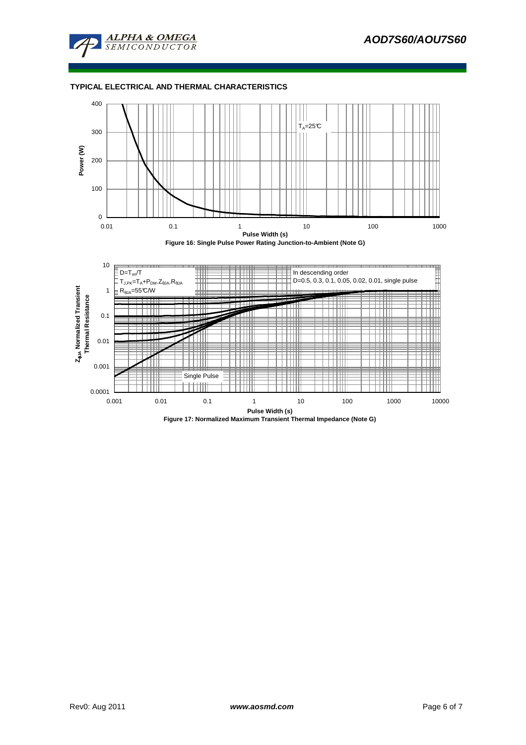## TYPICAL ELECTRICAL AND THERMAL CHARACTERISTICS

$T_A$=25°C

Power (W)

Pulse Width (s)

**Figure 16: Single Pulse Power Rating Junction-to-Ambient (Note G)**

$D=T_{on}/T$

$T_{J,PK}=T_A+P_{DM}.Z_{\theta JA}.R_{\theta JA}$

$R_{\theta JA}$=55°C/W

In descending order

D=0.5, 0.3, 0.1, 0.05, 0.02, 0.01, single pulse

Single Pulse

$Z_{\theta JA}$ Normalized Transient Thermal Resistance

Pulse Width (s)

**Figure 17: Normalized Maximum Transient Thermal Impedance (Note G)**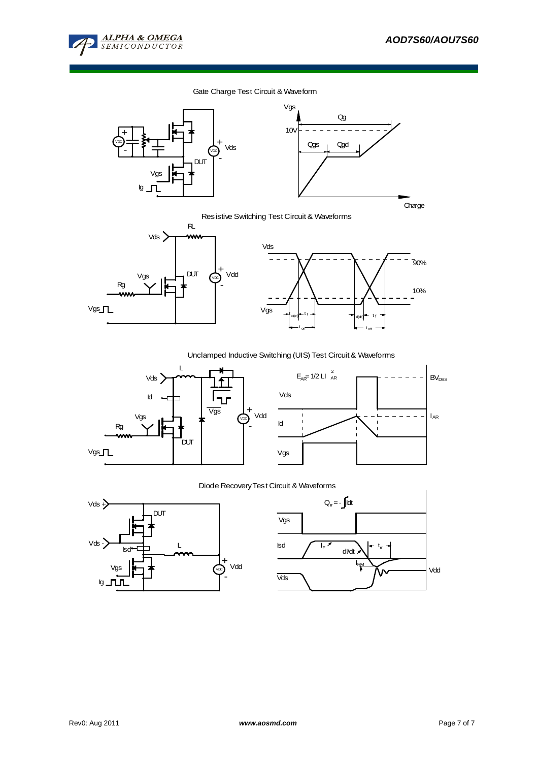Gate Charge Test Circuit & Waveform

VDC
+
-
Vds
+
-
DUT
Vgs
Ig

Vgs
Qg
10V
Qgs
Qgd
Charge

Resistive Switching Test Circuit & Waveforms

RL
Vds
Vgs
Rg
Vgs
DUT
Vdd
+
-

Vds
90%
10%
Vgs
$t_{d(on)}$
$t_r$
$t_{on}$
$t_{d(off)}$
$t_f$
$t_{off}$

Unclamped Inductive Switching (UIS) Test Circuit & Waveforms

L
Vds
Id
Vgs
Vgs
Rg
Vgs
DUT
Vdd
+
-

$E_{AR} = 1/2\ LI_{AR}^2$
$BV_{DSS}$
Vds
Id
$I_{AR}$
Vgs

Diode Recovery Test Circuit & Waveforms

Vds +
DUT
Vds -
Isd
L
Vgs
Ig
Vdd
+
-

$Q_{rr} = -\int Idt$
Vgs
Isd
$I_F$
dI/dt
$t_{rr}$
$I_{RM}$
Vdd
Vds